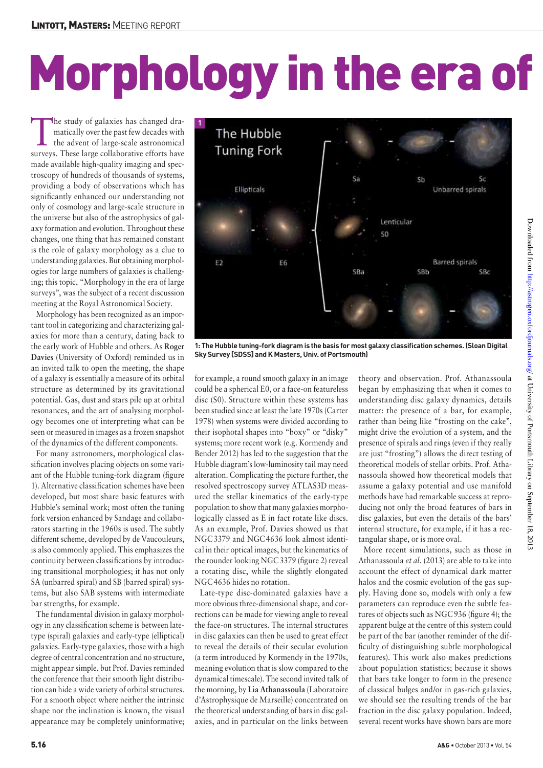# Morphology in the era of

The study of galaxies has changed dramatically over the past few decades with the advent of large-scale astronomical surveys. These large collaborative efforts have made available high-quality imaging and spectroscopy of hundreds of thousands of systems, providing a body of observations which has significantly enhanced our understanding not only of cosmology and large-scale structure in the universe but also of the astrophysics of galaxy formation and evolution. Throughout these changes, one thing that has remained constant is the role of galaxy morphology as a clue to understanding galaxies. But obtaining morphologies for large numbers of galaxies is challenging; this topic, "Morphology in the era of large surveys", was the subject of a recent discussion meeting at the Royal Astronomical Society.

Morphology has been recognized as an important tool in categorizing and characterizing galaxies for more than a century, dating back to the early work of Hubble and others. As **Roger Davies** (University of Oxford) reminded us in an invited talk to open the meeting, the shape of a galaxy is essentially a measure of its orbital structure as determined by its gravitational potential. Gas, dust and stars pile up at orbital resonances, and the art of analysing morphology becomes one of interpreting what can be seen or measured in images as a frozen snapshot of the dynamics of the different components.

For many astronomers, morphological classification involves placing objects on some variant of the Hubble tuning-fork diagram (figure 1). Alternative classification schemes have been developed, but most share basic features with Hubble's seminal work; most often the tuning fork version enhanced by Sandage and collaborators starting in the 1960s is used. The subtly different scheme, developed by de Vaucouleurs, is also commonly applied. This emphasizes the continuity between classifications by introducing transitional morphologies; it has not only SA (unbarred spiral) and SB (barred spiral) systems, but also SAB systems with intermediate bar strengths, for example.

The fundamental division in galaxy morphology in any classification scheme is between late-type (spiral) galaxies and early-type (elliptical) galaxies. Early-type galaxies, those with a high degree of central concentration and no structure, might appear simple, but Prof. Davies reminded the conference that their smooth light distribution can hide a wide variety of orbital structures. For a smooth object where neither the intrinsic shape nor the inclination is known, the visual appearance may be completely uninformative; for example, a round smooth galaxy in an image could be a spherical E0, or a face-on featureless disc (S0). Structure within these systems has been studied since at least the late 1970s (Carter 1978) when systems were divided according to their isophotal shapes into "boxy" or "disky" systems; more recent work (e.g. Kormendy and Bender 2012) has led to the suggestion that the Hubble diagram's low-luminosity tail may need alteration. Complicating the picture further, the resolved spectroscopy survey ATLAS3D measured the stellar kinematics of the early-type population to show that many galaxies morphologically classed as E in fact rotate like discs. As an example, Prof. Davies showed us that NGC 3379 and NGC 4636 look almost identical in their optical images, but the kinematics of the rounder looking NGC 3379 (figure 2) reveal a rotating disc, while the slightly elongated NGC 4636 hides no rotation.

1: The Hubble tuning-fork diagram is the basis for most galaxy classification schemes. (Sloan Digital Sky Survey [SDSS] and K Masters, Univ. of Portsmouth)

Late-type disc-dominated galaxies have a more obvious three-dimensional shape, and corrections can be made for viewing angle to reveal the face-on structures. The internal structures in disc galaxies can then be used to great effect to reveal the details of their secular evolution (a term introduced by Kormendy in the 1970s, meaning evolution that is slow compared to the dynamical timescale). The second invited talk of the morning, by **Lia Athanassoula** (Laboratoire d'Astrophysique de Marseille) concentrated on the theoretical understanding of bars in disc galaxies, and in particular on the links between theory and observation. Prof. Athanassoula began by emphasizing that when it comes to understanding disc galaxy dynamics, details matter: the presence of a bar, for example, rather than being like "frosting on the cake", might drive the evolution of a system, and the presence of spirals and rings (even if they really are just "frosting") allows the direct testing of theoretical models of stellar orbits. Prof. Athanassoula showed how theoretical models that assume a galaxy potential and use manifold methods have had remarkable success at reproducing not only the broad features of bars in disc galaxies, but even the details of the bars' internal structure, for example, if it has a rectangular shape, or is more oval.

More recent simulations, such as those in Athanassoula *et al.* (2013) are able to take into account the effect of dynamical dark matter halos and the cosmic evolution of the gas supply. Having done so, models with only a few parameters can reproduce even the subtle features of objects such as NGC 936 (figure 4); the apparent bulge at the centre of this system could be part of the bar (another reminder of the difficulty of distinguishing subtle morphological features). This work also makes predictions about population statistics; because it shows that bars take longer to form in the presence of classical bulges and/or in gas-rich galaxies, we should see the resulting trends of the bar fraction in the disc galaxy population. Indeed, several recent works have shown bars are more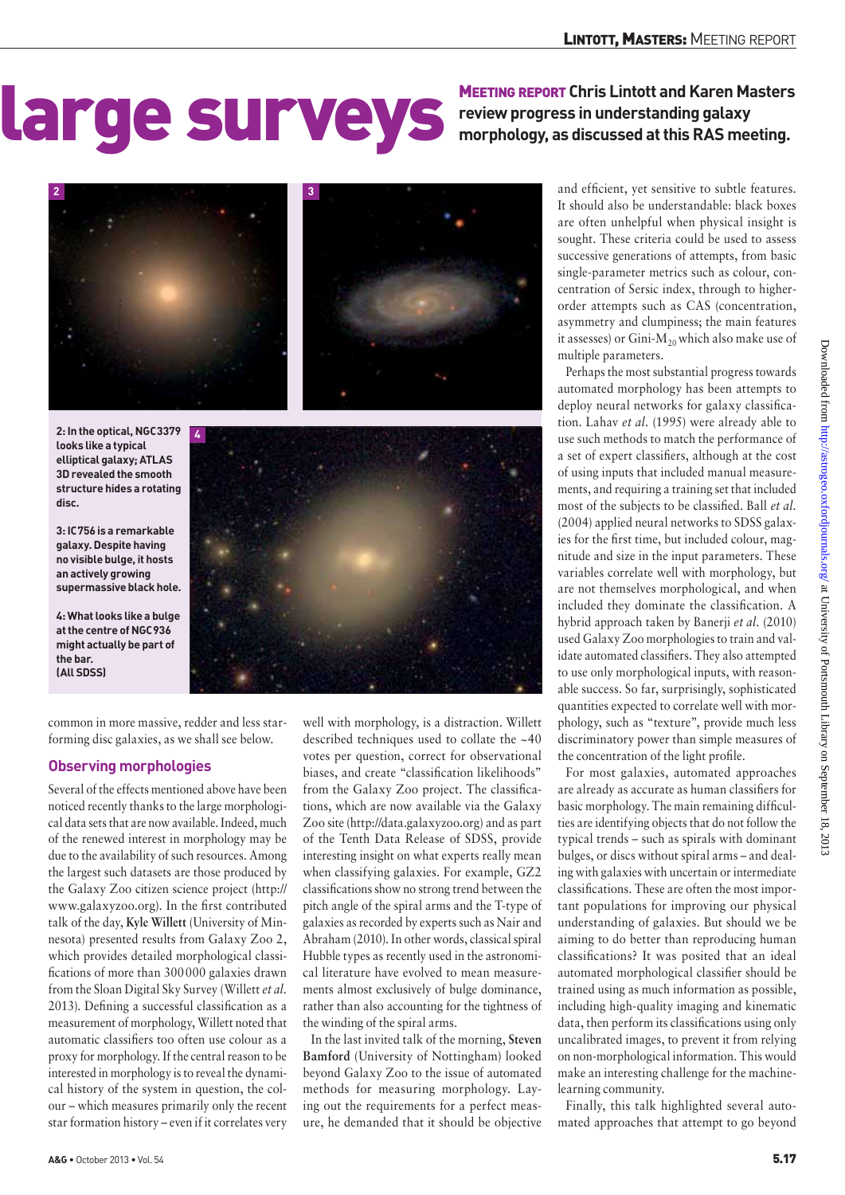# large surveys

**MEETING REPORT** Chris Lintott and Karen Masters review progress in understanding galaxy morphology, as discussed at this RAS meeting.

**2: In the optical, NGC 3379 looks like a typical elliptical galaxy; ATLAS 3D revealed the smooth structure hides a rotating disc.**

**3: IC 756 is a remarkable galaxy. Despite having no visible bulge, it hosts an actively growing supermassive black hole.**

**4: What looks like a bulge at the centre of NGC 936 might actually be part of the bar. (All SDSS)**

common in more massive, redder and less star-forming disc galaxies, as we shall see below.

## Observing morphologies

Several of the effects mentioned above have been noticed recently thanks to the large morphological data sets that are now available. Indeed, much of the renewed interest in morphology may be due to the availability of such resources. Among the largest such datasets are those produced by the Galaxy Zoo citizen science project (http://www.galaxyzoo.org). In the first contributed talk of the day, **Kyle Willett** (University of Minnesota) presented results from Galaxy Zoo 2, which provides detailed morphological classifications of more than 300 000 galaxies drawn from the Sloan Digital Sky Survey (Willett *et al.* 2013). Defining a successful classification as a measurement of morphology, Willett noted that automatic classifiers too often use colour as a proxy for morphology. If the central reason to be interested in morphology is to reveal the dynamical history of the system in question, the colour – which measures primarily only the recent star formation history – even if it correlates very well with morphology, is a distraction. Willett described techniques used to collate the ~40 votes per question, correct for observational biases, and create "classification likelihoods" from the Galaxy Zoo project. The classifications, which are now available via the Galaxy Zoo site (http://data.galaxyzoo.org) and as part of the Tenth Data Release of SDSS, provide interesting insight on what experts really mean when classifying galaxies. For example, GZ2 classifications show no strong trend between the pitch angle of the spiral arms and the T-type of galaxies as recorded by experts such as Nair and Abraham (2010). In other words, classical spiral Hubble types as recently used in the astronomical literature have evolved to mean measurements almost exclusively of bulge dominance, rather than accounting for the tightness of the winding of the spiral arms.

In the last invited talk of the morning, **Steven Bamford** (University of Nottingham) looked beyond Galaxy Zoo to the issue of automated methods for measuring morphology. Laying out the requirements for a perfect measure, he demanded that it should be objective and efficient, yet sensitive to subtle features. It should also be understandable: black boxes are often unhelpful when physical insight is sought. These criteria could be used to assess successive generations of attempts, from basic single-parameter metrics such as colour, concentration of Sersic index, through to higher-order attempts such as CAS (concentration, asymmetry and clumpiness; the main features it assesses) or Gini-$M_{20}$ which also make use of multiple parameters.

Perhaps the most substantial progress towards automated morphology has been attempts to deploy neural networks for galaxy classification. Lahav *et al.* (1995) were already able to use such methods to match the performance of a set of expert classifiers, although at the cost of using inputs that included manual measurements, and requiring a training set that included most of the subjects to be classified. Ball *et al.* (2004) applied neural networks to SDSS galaxies for the first time, but included colour, magnitude and size in the input parameters. These variables correlate well with morphology, but are not themselves morphological, and when included they dominate the classification. A hybrid approach taken by Banerji *et al.* (2010) used Galaxy Zoo morphologies to train and validate automated classifiers. They also attempted to use only morphological inputs, with reasonable success. So far, surprisingly, sophisticated quantities expected to correlate well with morphology, such as "texture", provide much less discriminatory power than simple measures of the concentration of the light profile.

For most galaxies, automated approaches are already as accurate as human classifiers for basic morphology. The main remaining difficulties are identifying objects that do not follow the typical trends – such as spirals with dominant bulges, or discs without spiral arms – and dealing with galaxies with uncertain or intermediate classifications. These are often the most important populations for improving our physical understanding of galaxies. But should we be aiming to do better than reproducing human classifications? It was posited that an ideal automated morphological classifier should be trained using as much information as possible, including high-quality imaging and kinematic data, then perform its classifications using only uncalibrated images, to prevent it from relying on non-morphological information. This would make an interesting challenge for the machine-learning community.

Finally, this talk highlighted several automated approaches that attempt to go beyond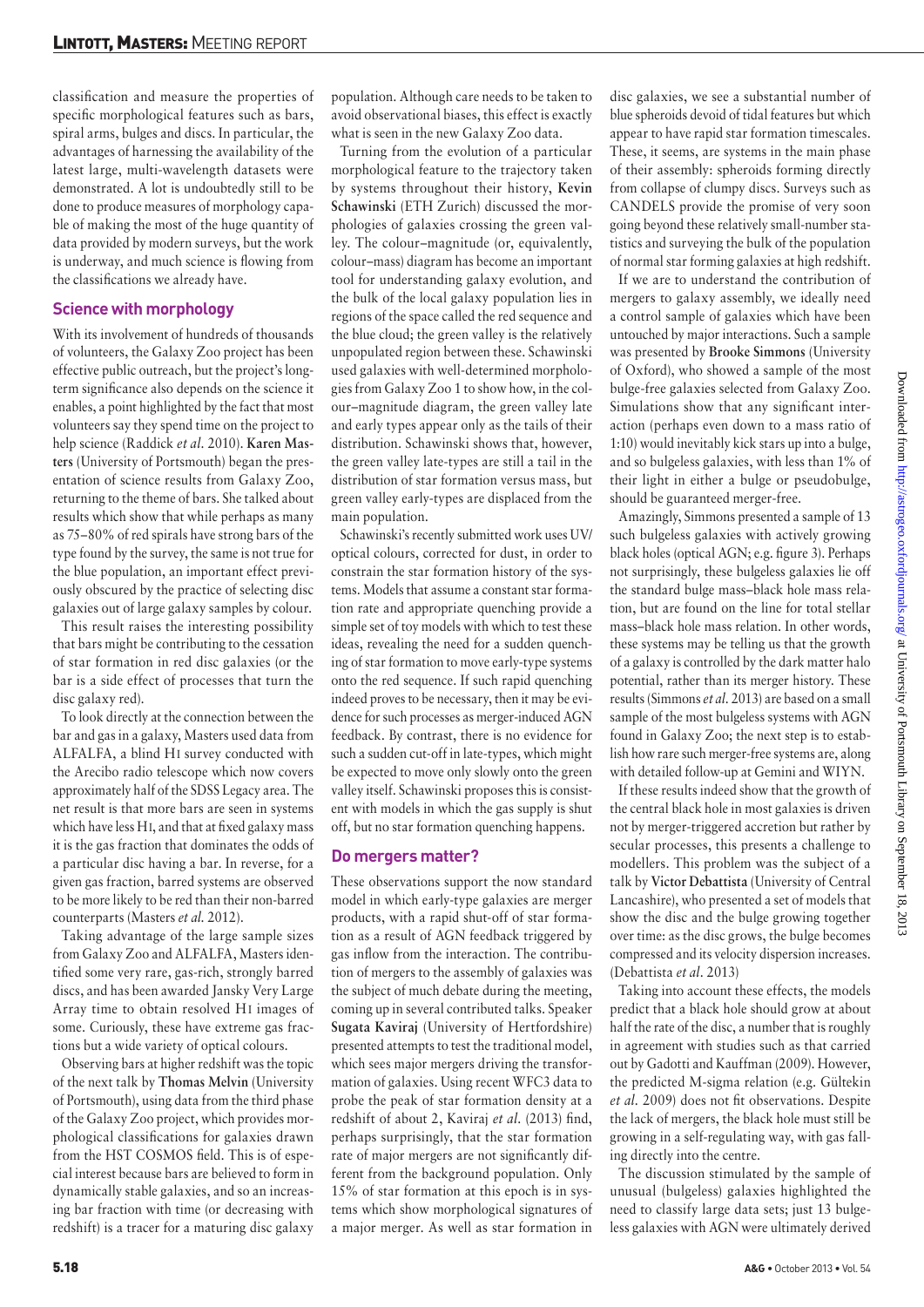classification and measure the properties of specific morphological features such as bars, spiral arms, bulges and discs. In particular, the advantages of harnessing the availability of the latest large, multi-wavelength datasets were demonstrated. A lot is undoubtedly still to be done to produce measures of morphology capable of making the most of the huge quantity of data provided by modern surveys, but the work is underway, and much science is flowing from the classifications we already have.

## Science with morphology

With its involvement of hundreds of thousands of volunteers, the Galaxy Zoo project has been effective public outreach, but the project's long-term significance also depends on the science it enables, a point highlighted by the fact that most volunteers say they spend time on the project to help science (Raddick *et al.* 2010). **Karen Masters** (University of Portsmouth) began the presentation of science results from Galaxy Zoo, returning to the theme of bars. She talked about results which show that while perhaps as many as 75–80% of red spirals have strong bars of the type found by the survey, the same is not true for the blue population, an important effect previously obscured by the practice of selecting disc galaxies out of large galaxy samples by colour.

This result raises the interesting possibility that bars might be contributing to the cessation of star formation in red disc galaxies (or the bar is a side effect of processes that turn the disc galaxy red).

To look directly at the connection between the bar and gas in a galaxy, Masters used data from ALFALFA, a blind HI survey conducted with the Arecibo radio telescope which now covers approximately half of the SDSS Legacy area. The net result is that more bars are seen in systems which have less HI, and that at fixed galaxy mass it is the gas fraction that dominates the odds of a particular disc having a bar. In reverse, for a given gas fraction, barred systems are observed to be more likely to be red than their non-barred counterparts (Masters *et al.* 2012).

Taking advantage of the large sample sizes from Galaxy Zoo and ALFALFA, Masters identified some very rare, gas-rich, strongly barred discs, and has been awarded Jansky Very Large Array time to obtain resolved HI images of some. Curiously, these have extreme gas fractions but a wide variety of optical colours.

Observing bars at higher redshift was the topic of the next talk by **Thomas Melvin** (University of Portsmouth), using data from the third phase of the Galaxy Zoo project, which provides morphological classifications for galaxies drawn from the HST COSMOS field. This is of especial interest because bars are believed to form in dynamically stable galaxies, and so an increasing bar fraction with time (or decreasing with redshift) is a tracer for a maturing disc galaxy population. Although care needs to be taken to avoid observational biases, this effect is exactly what is seen in the new Galaxy Zoo data.

Turning from the evolution of a particular morphological feature to the trajectory taken by systems throughout their history, **Kevin Schawinski** (ETH Zurich) discussed the morphologies of galaxies crossing the green valley. The colour–magnitude (or, equivalently, colour–mass) diagram has become an important tool for understanding galaxy evolution, and the bulk of the local galaxy population lies in regions of the space called the red sequence and the blue cloud; the green valley is the relatively unpopulated region between these. Schawinski used galaxies with well-determined morphologies from Galaxy Zoo 1 to show how, in the colour–magnitude diagram, the green valley late and early types appear only as the tails of their distribution. Schawinski shows that, however, the green valley late-types are still a tail in the distribution of star formation versus mass, but green valley early-types are displaced from the main population.

Schawinski's recently submitted work uses UV/optical colours, corrected for dust, in order to constrain the star formation history of the systems. Models that assume a constant star formation rate and appropriate quenching provide a simple set of toy models with which to test these ideas, revealing the need for a sudden quenching of star formation to move early-type systems onto the red sequence. If such rapid quenching indeed proves to be necessary, then it may be evidence for such processes as merger-induced AGN feedback. By contrast, there is no evidence for such a sudden cut-off in late-types, which might be expected to move only slowly onto the green valley itself. Schawinski proposes this is consistent with models in which the gas supply is shut off, but no star formation quenching happens.

## Do mergers matter?

These observations support the now standard model in which early-type galaxies are merger products, with a rapid shut-off of star formation as a result of AGN feedback triggered by gas inflow from the interaction. The contribution of mergers to the assembly of galaxies was the subject of much debate during the meeting, coming up in several contributed talks. Speaker **Sugata Kaviraj** (University of Hertfordshire) presented attempts to test the traditional model, which sees major mergers driving the transformation of galaxies. Using recent WFC3 data to probe the peak of star formation density at a redshift of about 2, Kaviraj *et al.* (2013) find, perhaps surprisingly, that the star formation rate of major mergers are not significantly different from the background population. Only 15% of star formation at this epoch is in systems which show morphological signatures of a major merger. As well as star formation in disc galaxies, we see a substantial number of blue spheroids devoid of tidal features but which appear to have rapid star formation timescales. These, it seems, are systems in the main phase of their assembly: spheroids forming directly from collapse of clumpy discs. Surveys such as CANDELS provide the promise of very soon going beyond these relatively small-number statistics and surveying the bulk of the population of normal star forming galaxies at high redshift.

If we are to understand the contribution of mergers to galaxy assembly, we ideally need a control sample of galaxies which have been untouched by major interactions. Such a sample was presented by **Brooke Simmons** (University of Oxford), who showed a sample of the most bulge-free galaxies selected from Galaxy Zoo. Simulations show that any significant interaction (perhaps even down to a mass ratio of 1:10) would inevitably kick stars up into a bulge, and so bulgeless galaxies, with less than 1% of their light in either a bulge or pseudobulge, should be guaranteed merger-free.

Amazingly, Simmons presented a sample of 13 such bulgeless galaxies with actively growing black holes (optical AGN; e.g. figure 3). Perhaps not surprisingly, these bulgeless galaxies lie off the standard bulge mass–black hole mass relation, but are found on the line for total stellar mass–black hole mass relation. In other words, these systems may be telling us that the growth of a galaxy is controlled by the dark matter halo potential, rather than its merger history. These results (Simmons *et al.* 2013) are based on a small sample of the most bulgeless systems with AGN found in Galaxy Zoo; the next step is to establish how rare such merger-free systems are, along with detailed follow-up at Gemini and WIYN.

If these results indeed show that the growth of the central black hole in most galaxies is driven not by merger-triggered accretion but rather by secular processes, this presents a challenge to modellers. This problem was the subject of a talk by **Victor Debattista** (University of Central Lancashire), who presented a set of models that show the disc and the bulge growing together over time: as the disc grows, the bulge becomes compressed and its velocity dispersion increases. (Debattista *et al.* 2013)

Taking into account these effects, the models predict that a black hole should grow at about half the rate of the disc, a number that is roughly in agreement with studies such as that carried out by Gadotti and Kauffman (2009). However, the predicted M-sigma relation (e.g. Gültekin *et al.* 2009) does not fit observations. Despite the lack of mergers, the black hole must still be growing in a self-regulating way, with gas falling directly into the centre.

The discussion stimulated by the sample of unusual (bulgeless) galaxies highlighted the need to classify large data sets; just 13 bulgeless galaxies with AGN were ultimately derived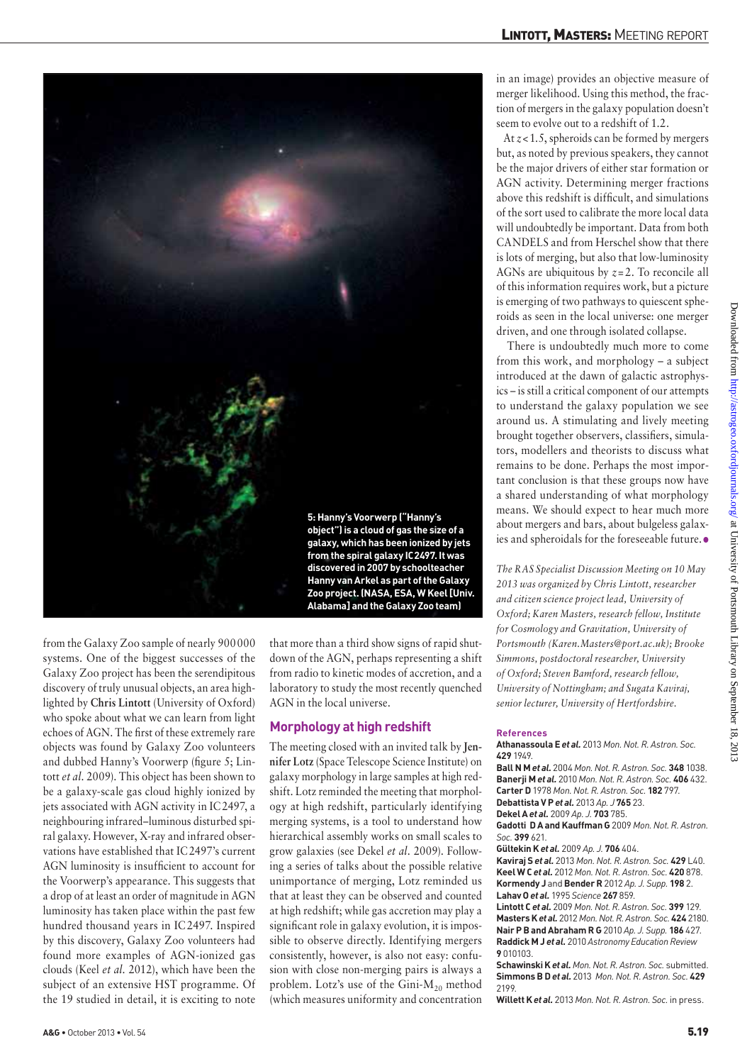5: Hanny's Voorwerp ("Hanny's object") is a cloud of gas the size of a galaxy, which has been ionized by jets from the spiral galaxy IC 2497. It was discovered in 2007 by schoolteacher Hanny van Arkel as part of the Galaxy Zoo project. (NASA, ESA, W Keel [Univ. Alabama] and the Galaxy Zoo team)

from the Galaxy Zoo sample of nearly 900 000 systems. One of the biggest successes of the Galaxy Zoo project has been the serendipitous discovery of truly unusual objects, an area highlighted by **Chris Lintott** (University of Oxford) who spoke about what we can learn from light echoes of AGN. The first of these extremely rare objects was found by Galaxy Zoo volunteers and dubbed Hanny's Voorwerp (figure 5; Lintott *et al.* 2009). This object has been shown to be a galaxy-scale gas cloud highly ionized by jets associated with AGN activity in IC 2497, a neighbouring infrared–luminous disturbed spiral galaxy. However, X-ray and infrared observations have established that IC 2497's current AGN luminosity is insufficient to account for the Voorwerp's appearance. This suggests that a drop of at least an order of magnitude in AGN luminosity has taken place within the past few hundred thousand years in IC 2497. Inspired by this discovery, Galaxy Zoo volunteers had found more examples of AGN-ionized gas clouds (Keel *et al.* 2012), which have been the subject of an extensive HST programme. Of the 19 studied in detail, it is exciting to note that more than a third show signs of rapid shutdown of the AGN, perhaps representing a shift from radio to kinetic modes of accretion, and a laboratory to study the most recently quenched AGN in the local universe.

## Morphology at high redshift

The meeting closed with an invited talk by **Jennifer Lotz** (Space Telescope Science Institute) on galaxy morphology in large samples at high redshift. Lotz reminded the meeting that morphology at high redshift, particularly identifying merging systems, is a tool to understand how hierarchical assembly works on small scales to grow galaxies (see Dekel *et al.* 2009). Following a series of talks about the possible relative unimportance of merging, Lotz reminded us that at least they can be observed and counted at high redshift; while gas accretion may play a significant role in galaxy evolution, it is impossible to observe directly. Identifying mergers consistently, however, is also not easy: confusion with close non-merging pairs is always a problem. Lotz's use of the Gini-$M_{20}$ method (which measures uniformity and concentration in an image) provides an objective measure of merger likelihood. Using this method, the fraction of mergers in the galaxy population doesn't seem to evolve out to a redshift of 1.2.

At $z < 1.5$, spheroids can be formed by mergers but, as noted by previous speakers, they cannot be the major drivers of either star formation or AGN activity. Determining merger fractions above this redshift is difficult, and simulations of the sort used to calibrate the more local data will undoubtedly be important. Data from both CANDELS and from Herschel show that there is lots of merging, but also that low-luminosity AGNs are ubiquitous by $z = 2$. To reconcile all of this information requires work, but a picture is emerging of two pathways to quiescent spheroids as seen in the local universe: one merger driven, and one through isolated collapse.

There is undoubtedly much more to come from this work, and morphology – a subject introduced at the dawn of galactic astrophysics – is still a critical component of our attempts to understand the galaxy population we see around us. A stimulating and lively meeting brought together observers, classifiers, simulators, modellers and theorists to discuss what remains to be done. Perhaps the most important conclusion is that these groups now have a shared understanding of what morphology means. We should expect to hear much more about mergers and bars, about bulgeless galaxies and spheroidals for the foreseeable future. ●

*The RAS Specialist Discussion Meeting on 10 May 2013 was organized by Chris Lintott, researcher and citizen science project lead, University of Oxford; Karen Masters, research fellow, Institute for Cosmology and Gravitation, University of Portsmouth (Karen.Masters@port.ac.uk); Brooke Simmons, postdoctoral researcher, University of Oxford; Steven Bamford, research fellow, University of Nottingham; and Sugata Kaviraj, senior lecturer, University of Hertfordshire.*

### References

**Athanassoula E *et al.*** 2013 *Mon. Not. R. Astron. Soc.* **429** 1949.
**Ball N M *et al.*** 2004 *Mon. Not. R. Astron. Soc.* **348** 1038.
**Banerji M *et al.*** 2010 *Mon. Not. R. Astron. Soc.* **406** 432.
**Carter D** 1978 *Mon. Not. R. Astron. Soc.* **182** 797.
**Debattista V P *et al.*** 2013 *Ap. J* **765** 23.
**Dekel A *et al.*** 2009 *Ap. J.* **703** 785.
**Gadotti D A and Kauffman G** 2009 *Mon. Not. R. Astron. Soc.* **399** 621.
**Gültekin K *et al.*** 2009 *Ap. J.* **706** 404.
**Kaviraj S *et al.*** 2013 *Mon. Not. R. Astron. Soc.* **429** L40.
**Keel W C *et al.*** 2012 *Mon. Not. R. Astron. Soc.* **420** 878.
**Kormendy J** and **Bender R** 2012 *Ap. J. Supp.* **198** 2.
**Lahav O *et al.*** 1995 *Science* **267** 859.
**Lintott C *et al.*** 2009 *Mon. Not. R. Astron. Soc.* **399** 129.
**Masters K *et al.*** 2012 *Mon. Not. R. Astron. Soc.* **424** 2180.
**Nair P B and Abraham R G** 2010 *Ap. J. Supp.* **186** 427.
**Raddick M J *et al.*** 2010 *Astronomy Education Review* **9** 010103.
**Schawinski K *et al.*** *Mon. Not. R. Astron. Soc.* submitted.
**Simmons B D *et al.*** 2013 *Mon. Not. R. Astron. Soc.* **429** 2199.
**Willett K *et al.*** 2013 *Mon. Not. R. Astron. Soc.* in press.